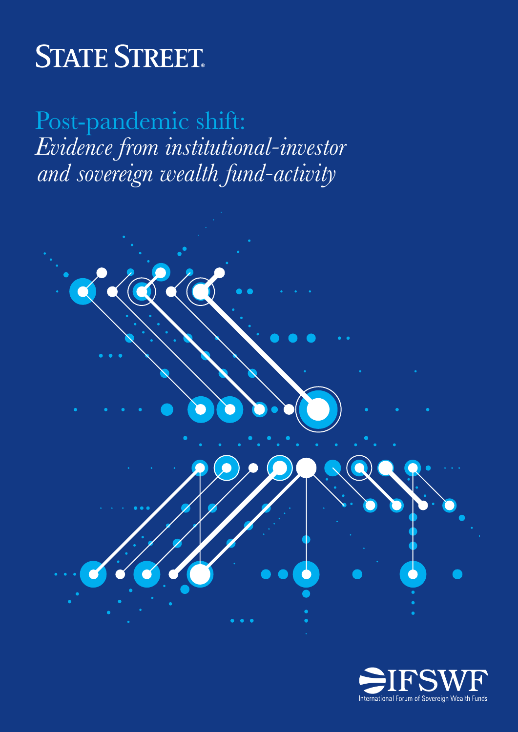STATE STREET

# Post-pandemic shift: *Evidence from institutional-investor and sovereign wealth fund-activity*

IFSWF
International Forum of Sovereign Wealth Funds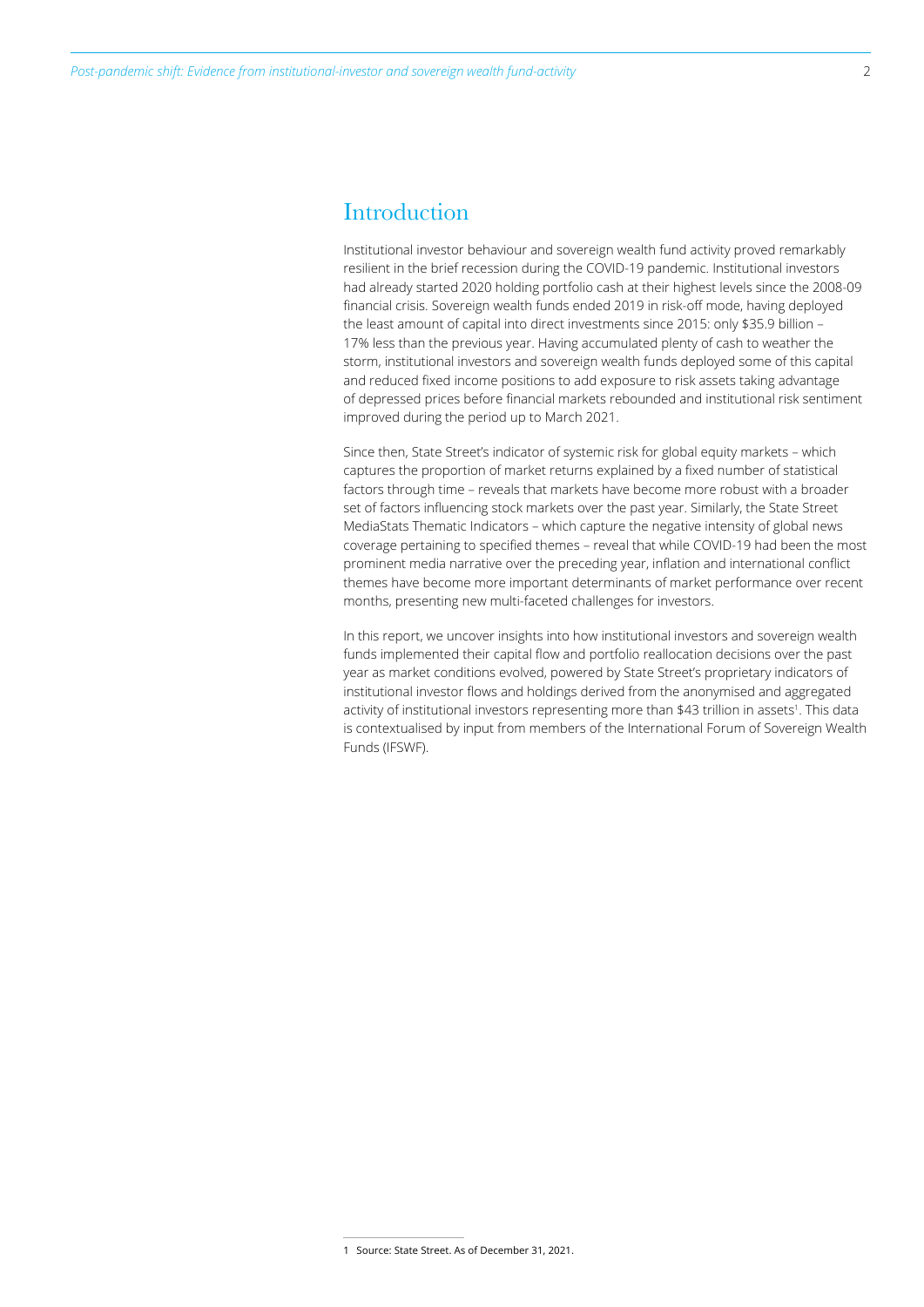## Introduction

Institutional investor behaviour and sovereign wealth fund activity proved remarkably resilient in the brief recession during the COVID-19 pandemic. Institutional investors had already started 2020 holding portfolio cash at their highest levels since the 2008-09 financial crisis. Sovereign wealth funds ended 2019 in risk-off mode, having deployed the least amount of capital into direct investments since 2015: only $35.9 billion – 17% less than the previous year. Having accumulated plenty of cash to weather the storm, institutional investors and sovereign wealth funds deployed some of this capital and reduced fixed income positions to add exposure to risk assets taking advantage of depressed prices before financial markets rebounded and institutional risk sentiment improved during the period up to March 2021.

Since then, State Street's indicator of systemic risk for global equity markets – which captures the proportion of market returns explained by a fixed number of statistical factors through time – reveals that markets have become more robust with a broader set of factors influencing stock markets over the past year. Similarly, the State Street MediaStats Thematic Indicators – which capture the negative intensity of global news coverage pertaining to specified themes – reveal that while COVID-19 had been the most prominent media narrative over the preceding year, inflation and international conflict themes have become more important determinants of market performance over recent months, presenting new multi-faceted challenges for investors.

In this report, we uncover insights into how institutional investors and sovereign wealth funds implemented their capital flow and portfolio reallocation decisions over the past year as market conditions evolved, powered by State Street's proprietary indicators of institutional investor flows and holdings derived from the anonymised and aggregated activity of institutional investors representing more than $43 trillion in assets[1]. This data is contextualised by input from members of the International Forum of Sovereign Wealth Funds (IFSWF).

---

1 Source: State Street. As of December 31, 2021.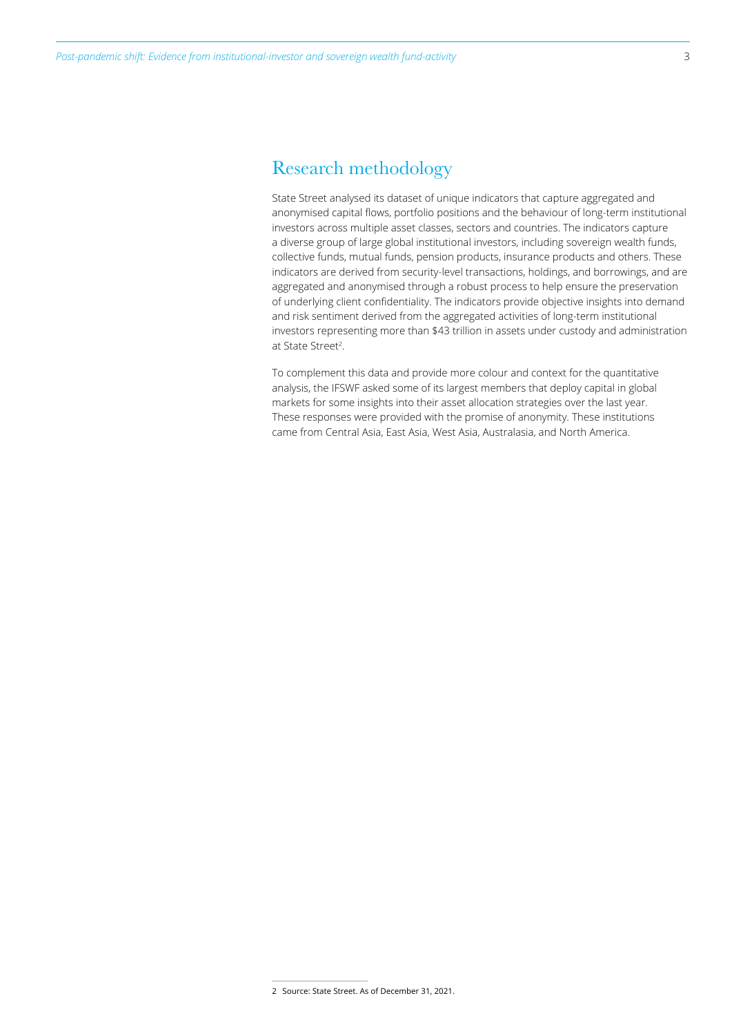## Research methodology

State Street analysed its dataset of unique indicators that capture aggregated and anonymised capital flows, portfolio positions and the behaviour of long-term institutional investors across multiple asset classes, sectors and countries. The indicators capture a diverse group of large global institutional investors, including sovereign wealth funds, collective funds, mutual funds, pension products, insurance products and others. These indicators are derived from security-level transactions, holdings, and borrowings, and are aggregated and anonymised through a robust process to help ensure the preservation of underlying client confidentiality. The indicators provide objective insights into demand and risk sentiment derived from the aggregated activities of long-term institutional investors representing more than $43 trillion in assets under custody and administration at State Street[2].

To complement this data and provide more colour and context for the quantitative analysis, the IFSWF asked some of its largest members that deploy capital in global markets for some insights into their asset allocation strategies over the last year. These responses were provided with the promise of anonymity. These institutions came from Central Asia, East Asia, West Asia, Australasia, and North America.

2 Source: State Street. As of December 31, 2021.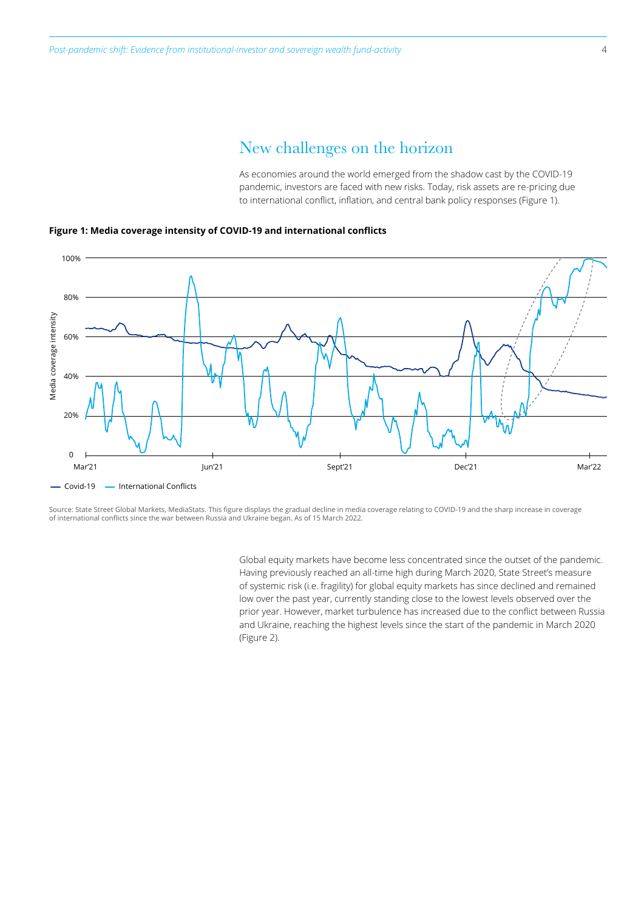## New challenges on the horizon

As economies around the world emerged from the shadow cast by the COVID-19 pandemic, investors are faced with new risks. Today, risk assets are re-pricing due to international conflict, inflation, and central bank policy responses (Figure 1).

**Figure 1: Media coverage intensity of COVID-19 and international conflicts**

Source: State Street Global Markets, MediaStats. This figure displays the gradual decline in media coverage relating to COVID-19 and the sharp increase in coverage of international conflicts since the war between Russia and Ukraine began. As of 15 March 2022.

Global equity markets have become less concentrated since the outset of the pandemic. Having previously reached an all-time high during March 2020, State Street's measure of systemic risk (i.e. fragility) for global equity markets has since declined and remained low over the past year, currently standing close to the lowest levels observed over the prior year. However, market turbulence has increased due to the conflict between Russia and Ukraine, reaching the highest levels since the start of the pandemic in March 2020 (Figure 2).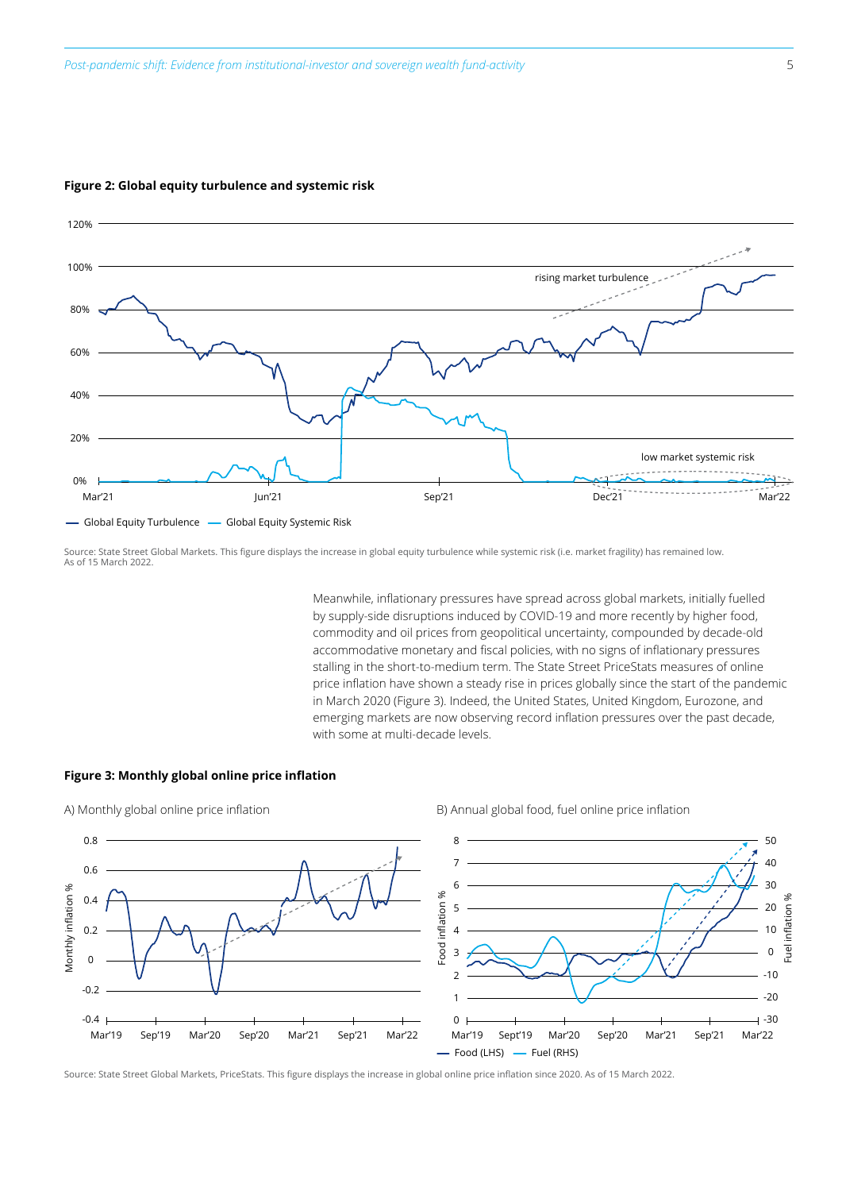**Figure 2: Global equity turbulence and systemic risk**

Source: State Street Global Markets. This figure displays the increase in global equity turbulence while systemic risk (i.e. market fragility) has remained low. As of 15 March 2022.

Meanwhile, inflationary pressures have spread across global markets, initially fuelled by supply-side disruptions induced by COVID-19 and more recently by higher food, commodity and oil prices from geopolitical uncertainty, compounded by decade-old accommodative monetary and fiscal policies, with no signs of inflationary pressures stalling in the short-to-medium term. The State Street PriceStats measures of online price inflation have shown a steady rise in prices globally since the start of the pandemic in March 2020 (Figure 3). Indeed, the United States, United Kingdom, Eurozone, and emerging markets are now observing record inflation pressures over the past decade, with some at multi-decade levels.

**Figure 3: Monthly global online price inflation**

A) Monthly global online price inflation

B) Annual global food, fuel online price inflation

Source: State Street Global Markets, PriceStats. This figure displays the increase in global online price inflation since 2020. As of 15 March 2022.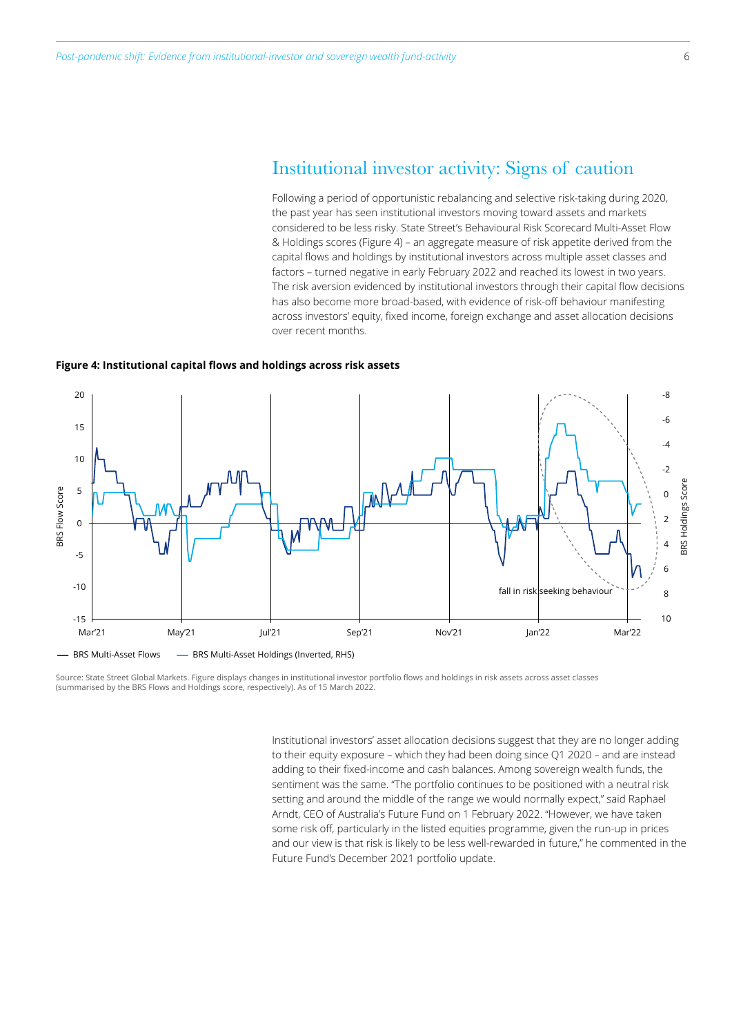## Institutional investor activity: Signs of caution

Following a period of opportunistic rebalancing and selective risk-taking during 2020, the past year has seen institutional investors moving toward assets and markets considered to be less risky. State Street's Behavioural Risk Scorecard Multi-Asset Flow & Holdings scores (Figure 4) – an aggregate measure of risk appetite derived from the capital flows and holdings by institutional investors across multiple asset classes and factors – turned negative in early February 2022 and reached its lowest in two years. The risk aversion evidenced by institutional investors through their capital flow decisions has also become more broad-based, with evidence of risk-off behaviour manifesting across investors' equity, fixed income, foreign exchange and asset allocation decisions over recent months.

**Figure 4: Institutional capital flows and holdings across risk assets**

Source: State Street Global Markets. Figure displays changes in institutional investor portfolio flows and holdings in risk assets across asset classes (summarised by the BRS Flows and Holdings score, respectively). As of 15 March 2022.

Institutional investors' asset allocation decisions suggest that they are no longer adding to their equity exposure – which they had been doing since Q1 2020 – and are instead adding to their fixed-income and cash balances. Among sovereign wealth funds, the sentiment was the same. "The portfolio continues to be positioned with a neutral risk setting and around the middle of the range we would normally expect," said Raphael Arndt, CEO of Australia's Future Fund on 1 February 2022. "However, we have taken some risk off, particularly in the listed equities programme, given the run-up in prices and our view is that risk is likely to be less well-rewarded in future," he commented in the Future Fund's December 2021 portfolio update.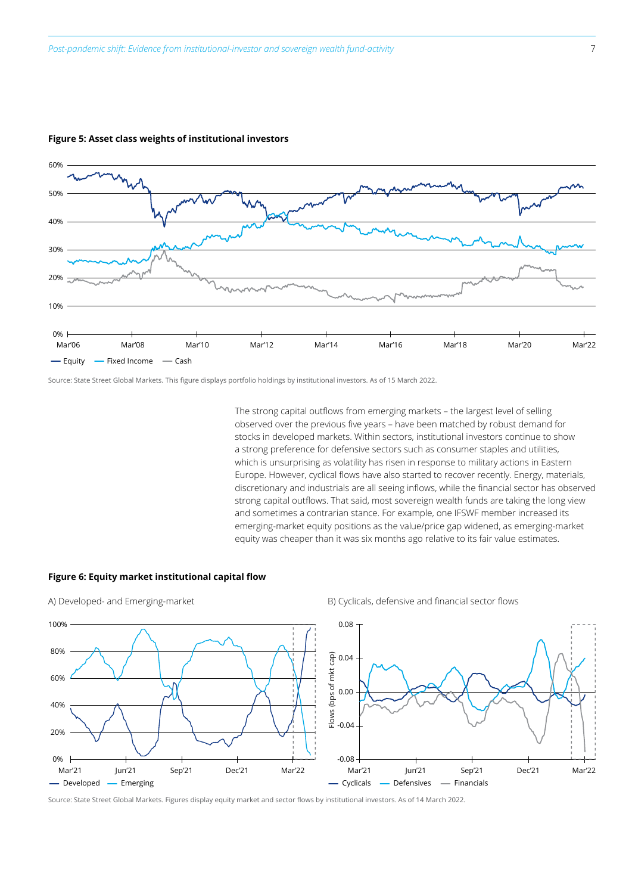**Figure 5: Asset class weights of institutional investors**

Source: State Street Global Markets. This figure displays portfolio holdings by institutional investors. As of 15 March 2022.

The strong capital outflows from emerging markets – the largest level of selling observed over the previous five years – have been matched by robust demand for stocks in developed markets. Within sectors, institutional investors continue to show a strong preference for defensive sectors such as consumer staples and utilities, which is unsurprising as volatility has risen in response to military actions in Eastern Europe. However, cyclical flows have also started to recover recently. Energy, materials, discretionary and industrials are all seeing inflows, while the financial sector has observed strong capital outflows. That said, most sovereign wealth funds are taking the long view and sometimes a contrarian stance. For example, one IFSWF member increased its emerging-market equity positions as the value/price gap widened, as emerging-market equity was cheaper than it was six months ago relative to its fair value estimates.

**Figure 6: Equity market institutional capital flow**

A) Developed- and Emerging-market

B) Cyclicals, defensive and financial sector flows

Source: State Street Global Markets. Figures display equity market and sector flows by institutional investors. As of 14 March 2022.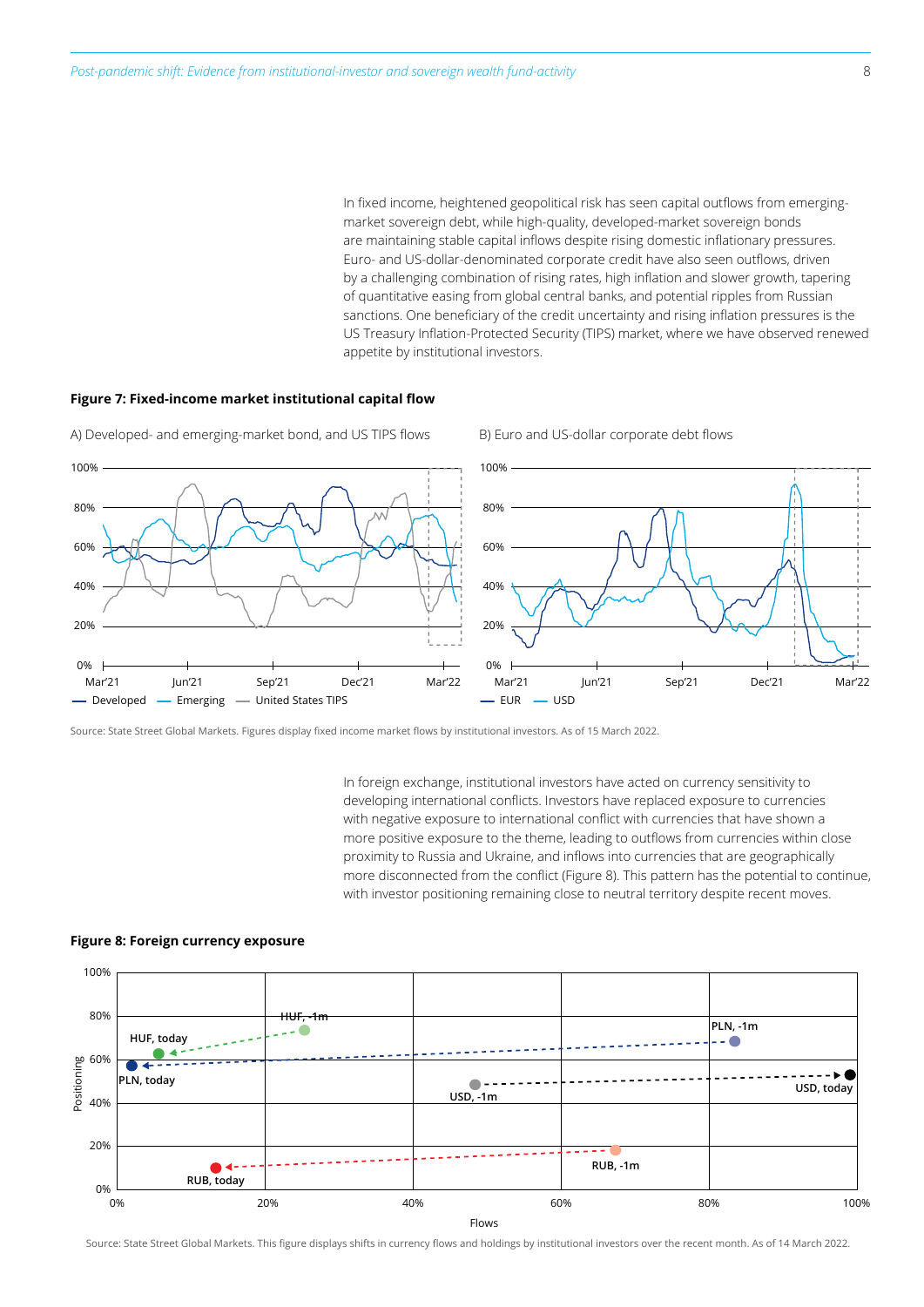In fixed income, heightened geopolitical risk has seen capital outflows from emerging-market sovereign debt, while high-quality, developed-market sovereign bonds are maintaining stable capital inflows despite rising domestic inflationary pressures. Euro- and US-dollar-denominated corporate credit have also seen outflows, driven by a challenging combination of rising rates, high inflation and slower growth, tapering of quantitative easing from global central banks, and potential ripples from Russian sanctions. One beneficiary of the credit uncertainty and rising inflation pressures is the US Treasury Inflation-Protected Security (TIPS) market, where we have observed renewed appetite by institutional investors.

**Figure 7: Fixed-income market institutional capital flow**

A) Developed- and emerging-market bond, and US TIPS flows

B) Euro and US-dollar corporate debt flows

Source: State Street Global Markets. Figures display fixed income market flows by institutional investors. As of 15 March 2022.

In foreign exchange, institutional investors have acted on currency sensitivity to developing international conflicts. Investors have replaced exposure to currencies with negative exposure to international conflict with currencies that have shown a more positive exposure to the theme, leading to outflows from currencies within close proximity to Russia and Ukraine, and inflows into currencies that are geographically more disconnected from the conflict (Figure 8). This pattern has the potential to continue, with investor positioning remaining close to neutral territory despite recent moves.

**Figure 8: Foreign currency exposure**

Source: State Street Global Markets. This figure displays shifts in currency flows and holdings by institutional investors over the recent month. As of 14 March 2022.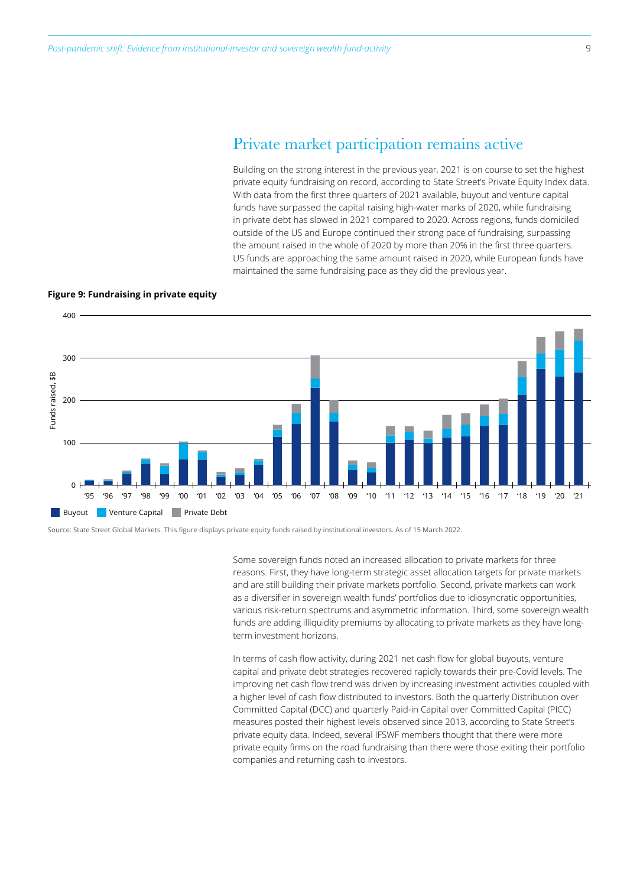## Private market participation remains active

Building on the strong interest in the previous year, 2021 is on course to set the highest private equity fundraising on record, according to State Street's Private Equity Index data. With data from the first three quarters of 2021 available, buyout and venture capital funds have surpassed the capital raising high-water marks of 2020, while fundraising in private debt has slowed in 2021 compared to 2020. Across regions, funds domiciled outside of the US and Europe continued their strong pace of fundraising, surpassing the amount raised in the whole of 2020 by more than 20% in the first three quarters. US funds are approaching the same amount raised in 2020, while European funds have maintained the same fundraising pace as they did the previous year.

**Figure 9: Fundraising in private equity**

Source: State Street Global Markets. This figure displays private equity funds raised by institutional investors. As of 15 March 2022.

Some sovereign funds noted an increased allocation to private markets for three reasons. First, they have long-term strategic asset allocation targets for private markets and are still building their private markets portfolio. Second, private markets can work as a diversifier in sovereign wealth funds' portfolios due to idiosyncratic opportunities, various risk-return spectrums and asymmetric information. Third, some sovereign wealth funds are adding illiquidity premiums by allocating to private markets as they have long-term investment horizons.

In terms of cash flow activity, during 2021 net cash flow for global buyouts, venture capital and private debt strategies recovered rapidly towards their pre-Covid levels. The improving net cash flow trend was driven by increasing investment activities coupled with a higher level of cash flow distributed to investors. Both the quarterly Distribution over Committed Capital (DCC) and quarterly Paid-in Capital over Committed Capital (PICC) measures posted their highest levels observed since 2013, according to State Street's private equity data. Indeed, several IFSWF members thought that there were more private equity firms on the road fundraising than there were those exiting their portfolio companies and returning cash to investors.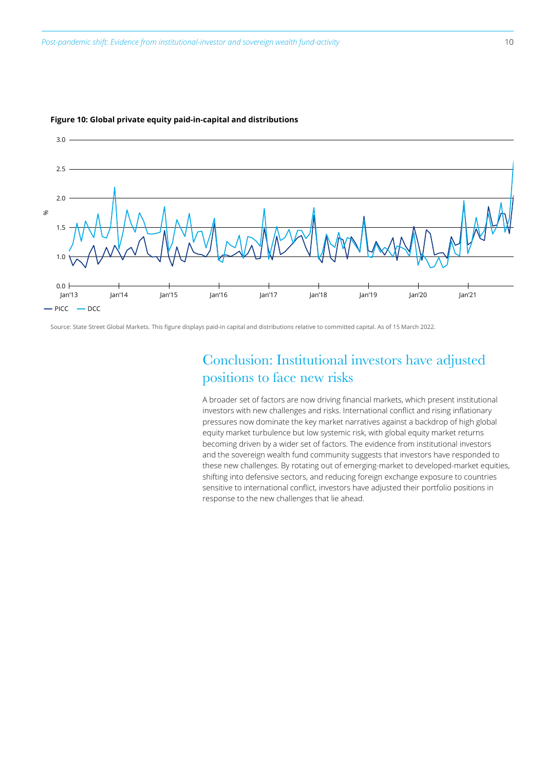**Figure 10: Global private equity paid-in-capital and distributions**

Source: State Street Global Markets. This figure displays paid-in capital and distributions relative to committed capital. As of 15 March 2022.

## Conclusion: Institutional investors have adjusted positions to face new risks

A broader set of factors are now driving financial markets, which present institutional investors with new challenges and risks. International conflict and rising inflationary pressures now dominate the key market narratives against a backdrop of high global equity market turbulence but low systemic risk, with global equity market returns becoming driven by a wider set of factors. The evidence from institutional investors and the sovereign wealth fund community suggests that investors have responded to these new challenges. By rotating out of emerging-market to developed-market equities, shifting into defensive sectors, and reducing foreign exchange exposure to countries sensitive to international conflict, investors have adjusted their portfolio positions in response to the new challenges that lie ahead.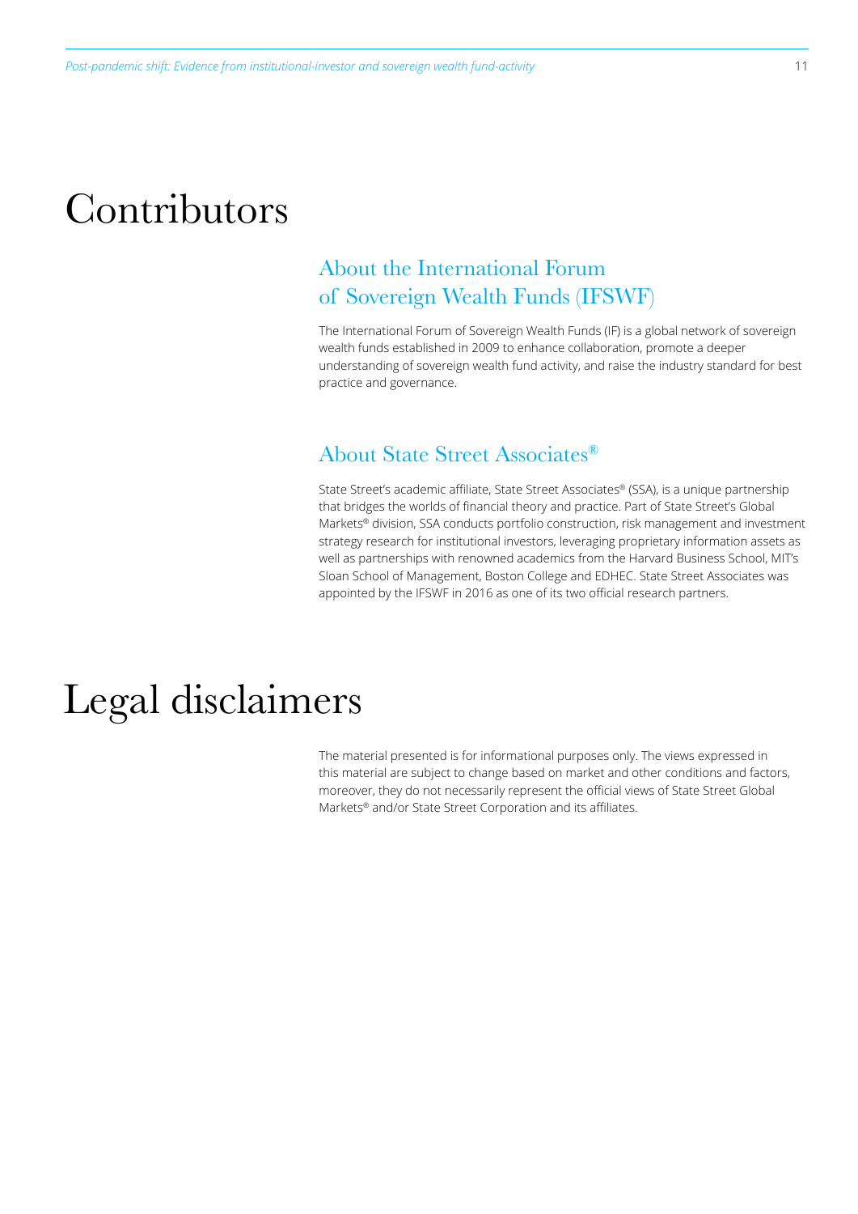# Contributors

## About the International Forum of Sovereign Wealth Funds (IFSWF)

The International Forum of Sovereign Wealth Funds (IF) is a global network of sovereign wealth funds established in 2009 to enhance collaboration, promote a deeper understanding of sovereign wealth fund activity, and raise the industry standard for best practice and governance.

## About State Street Associates®

State Street's academic affiliate, State Street Associates® (SSA), is a unique partnership that bridges the worlds of financial theory and practice. Part of State Street's Global Markets® division, SSA conducts portfolio construction, risk management and investment strategy research for institutional investors, leveraging proprietary information assets as well as partnerships with renowned academics from the Harvard Business School, MIT's Sloan School of Management, Boston College and EDHEC. State Street Associates was appointed by the IFSWF in 2016 as one of its two official research partners.

# Legal disclaimers

The material presented is for informational purposes only. The views expressed in this material are subject to change based on market and other conditions and factors, moreover, they do not necessarily represent the official views of State Street Global Markets® and/or State Street Corporation and its affiliates.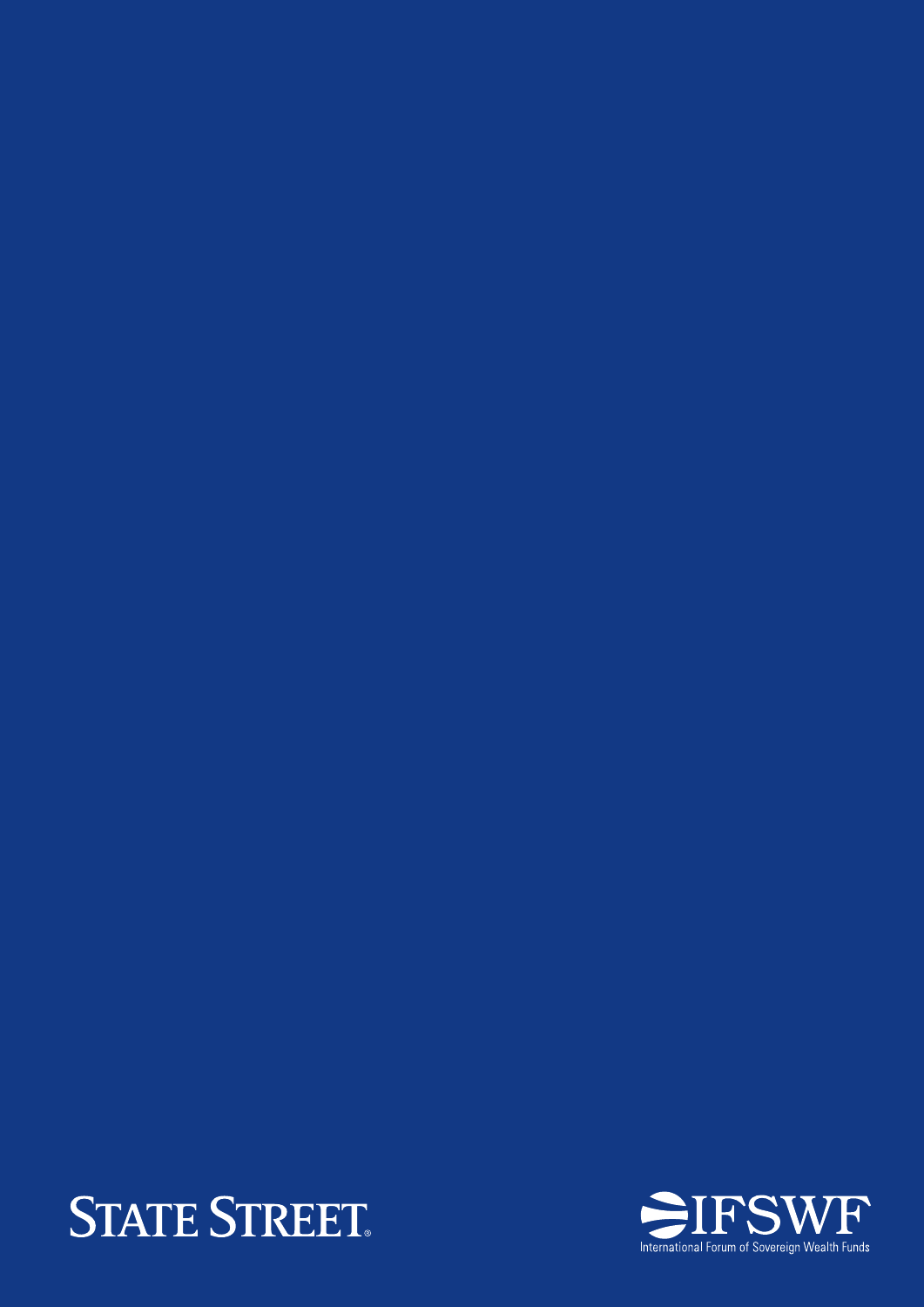STATE STREET.

IFSWF

International Forum of Sovereign Wealth Funds